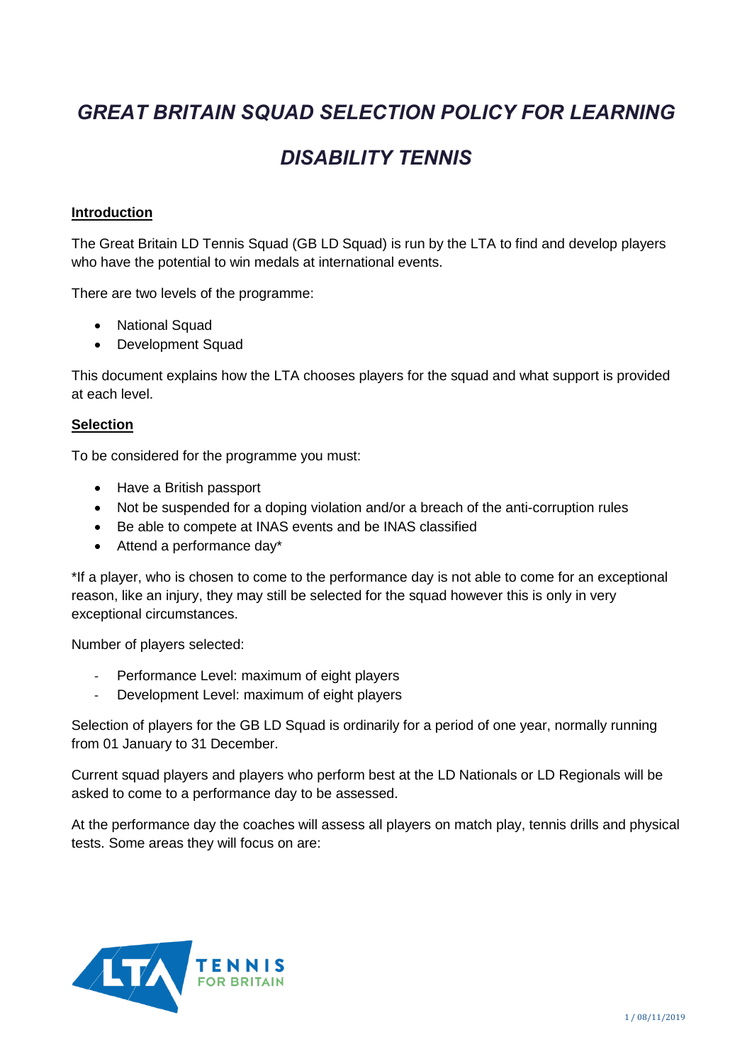# *GREAT BRITAIN SQUAD SELECTION POLICY FOR LEARNING DISABILITY TENNIS*

**Introduction**

The Great Britain LD Tennis Squad (GB LD Squad) is run by the LTA to find and develop players who have the potential to win medals at international events.

There are two levels of the programme:

- National Squad
- Development Squad

This document explains how the LTA chooses players for the squad and what support is provided at each level.

**Selection**

To be considered for the programme you must:

- Have a British passport
- Not be suspended for a doping violation and/or a breach of the anti-corruption rules
- Be able to compete at INAS events and be INAS classified
- Attend a performance day*

*If a player, who is chosen to come to the performance day is not able to come for an exceptional reason, like an injury, they may still be selected for the squad however this is only in very exceptional circumstances.

Number of players selected:

- Performance Level: maximum of eight players
- Development Level: maximum of eight players

Selection of players for the GB LD Squad is ordinarily for a period of one year, normally running from 01 January to 31 December.

Current squad players and players who perform best at the LD Nationals or LD Regionals will be asked to come to a performance day to be assessed.

At the performance day the coaches will assess all players on match play, tennis drills and physical tests. Some areas they will focus on are: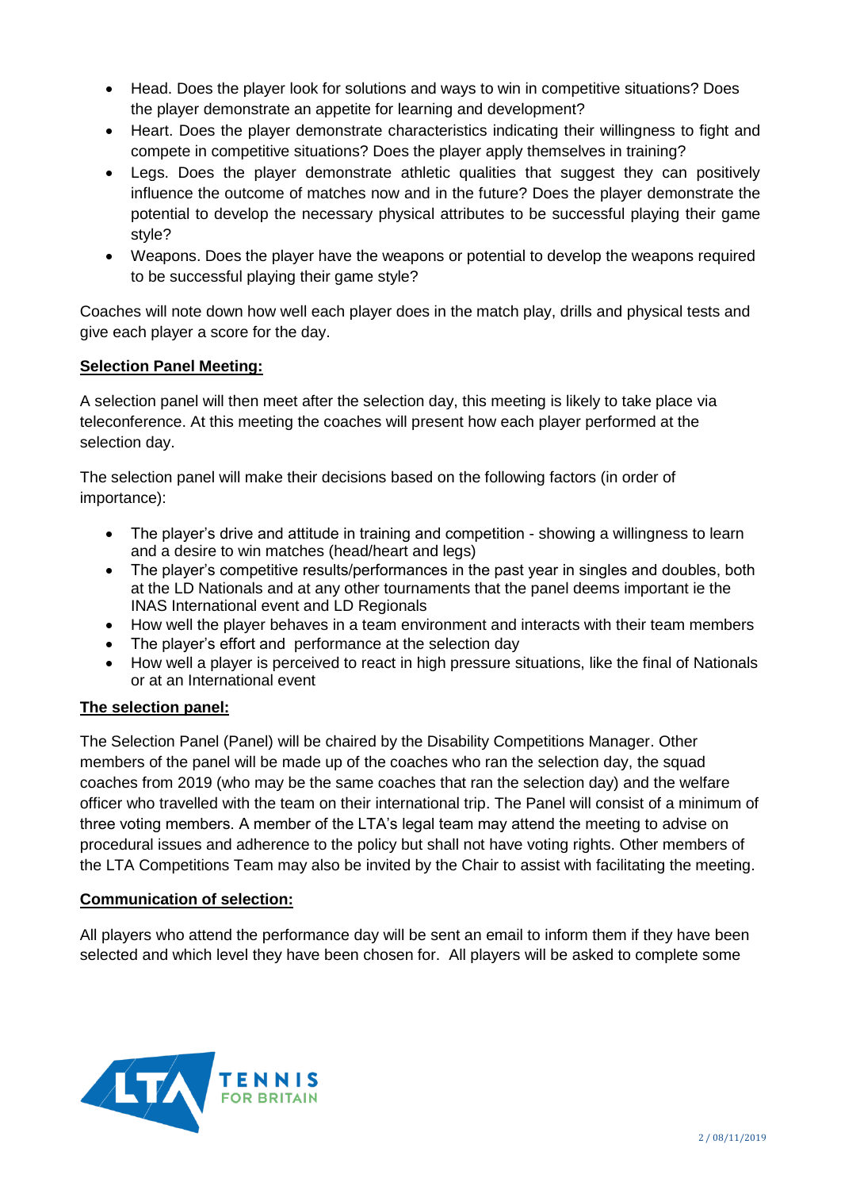- Head. Does the player look for solutions and ways to win in competitive situations? Does the player demonstrate an appetite for learning and development?
- Heart. Does the player demonstrate characteristics indicating their willingness to fight and compete in competitive situations? Does the player apply themselves in training?
- Legs. Does the player demonstrate athletic qualities that suggest they can positively influence the outcome of matches now and in the future? Does the player demonstrate the potential to develop the necessary physical attributes to be successful playing their game style?
- Weapons. Does the player have the weapons or potential to develop the weapons required to be successful playing their game style?

Coaches will note down how well each player does in the match play, drills and physical tests and give each player a score for the day.

**Selection Panel Meeting:**

A selection panel will then meet after the selection day, this meeting is likely to take place via teleconference. At this meeting the coaches will present how each player performed at the selection day.

The selection panel will make their decisions based on the following factors (in order of importance):

- The player's drive and attitude in training and competition - showing a willingness to learn and a desire to win matches (head/heart and legs)
- The player's competitive results/performances in the past year in singles and doubles, both at the LD Nationals and at any other tournaments that the panel deems important ie the INAS International event and LD Regionals
- How well the player behaves in a team environment and interacts with their team members
- The player's effort and performance at the selection day
- How well a player is perceived to react in high pressure situations, like the final of Nationals or at an International event

**The selection panel:**

The Selection Panel (Panel) will be chaired by the Disability Competitions Manager. Other members of the panel will be made up of the coaches who ran the selection day, the squad coaches from 2019 (who may be the same coaches that ran the selection day) and the welfare officer who travelled with the team on their international trip. The Panel will consist of a minimum of three voting members. A member of the LTA's legal team may attend the meeting to advise on procedural issues and adherence to the policy but shall not have voting rights. Other members of the LTA Competitions Team may also be invited by the Chair to assist with facilitating the meeting.

**Communication of selection:**

All players who attend the performance day will be sent an email to inform them if they have been selected and which level they have been chosen for. All players will be asked to complete some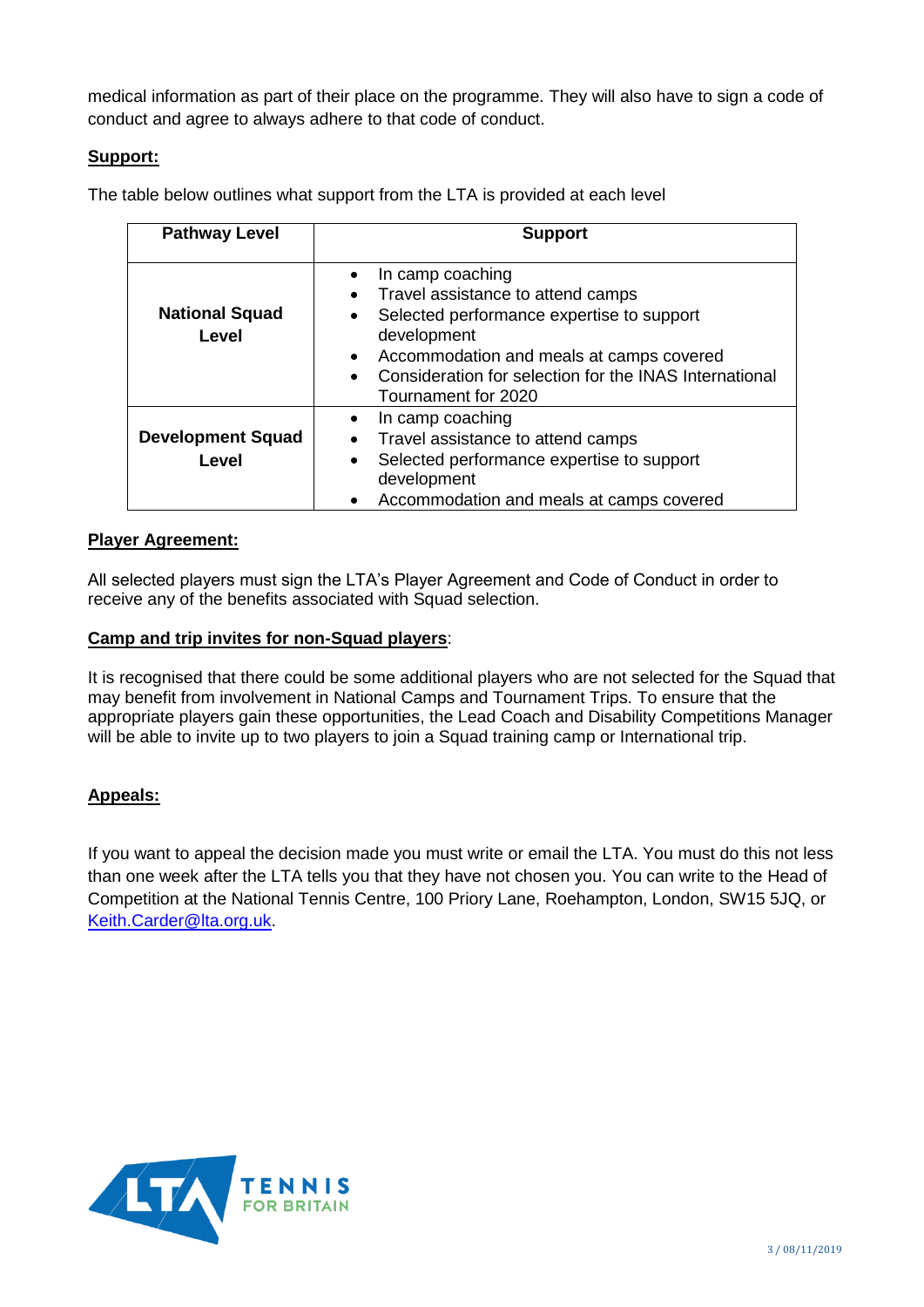medical information as part of their place on the programme. They will also have to sign a code of conduct and agree to always adhere to that code of conduct.

**Support:**

The table below outlines what support from the LTA is provided at each level

| Pathway Level | Support |
|---|---|
| **National Squad Level** | • In camp coaching<br>• Travel assistance to attend camps<br>• Selected performance expertise to support development<br>• Accommodation and meals at camps covered<br>• Consideration for selection for the INAS International Tournament for 2020 |
| **Development Squad Level** | • In camp coaching<br>• Travel assistance to attend camps<br>• Selected performance expertise to support development<br>• Accommodation and meals at camps covered |

**Player Agreement:**

All selected players must sign the LTA's Player Agreement and Code of Conduct in order to receive any of the benefits associated with Squad selection.

**Camp and trip invites for non-Squad players**:

It is recognised that there could be some additional players who are not selected for the Squad that may benefit from involvement in National Camps and Tournament Trips. To ensure that the appropriate players gain these opportunities, the Lead Coach and Disability Competitions Manager will be able to invite up to two players to join a Squad training camp or International trip.

**Appeals:**

If you want to appeal the decision made you must write or email the LTA. You must do this not less than one week after the LTA tells you that they have not chosen you. You can write to the Head of Competition at the National Tennis Centre, 100 Priory Lane, Roehampton, London, SW15 5JQ, or Keith.Carder@lta.org.uk.